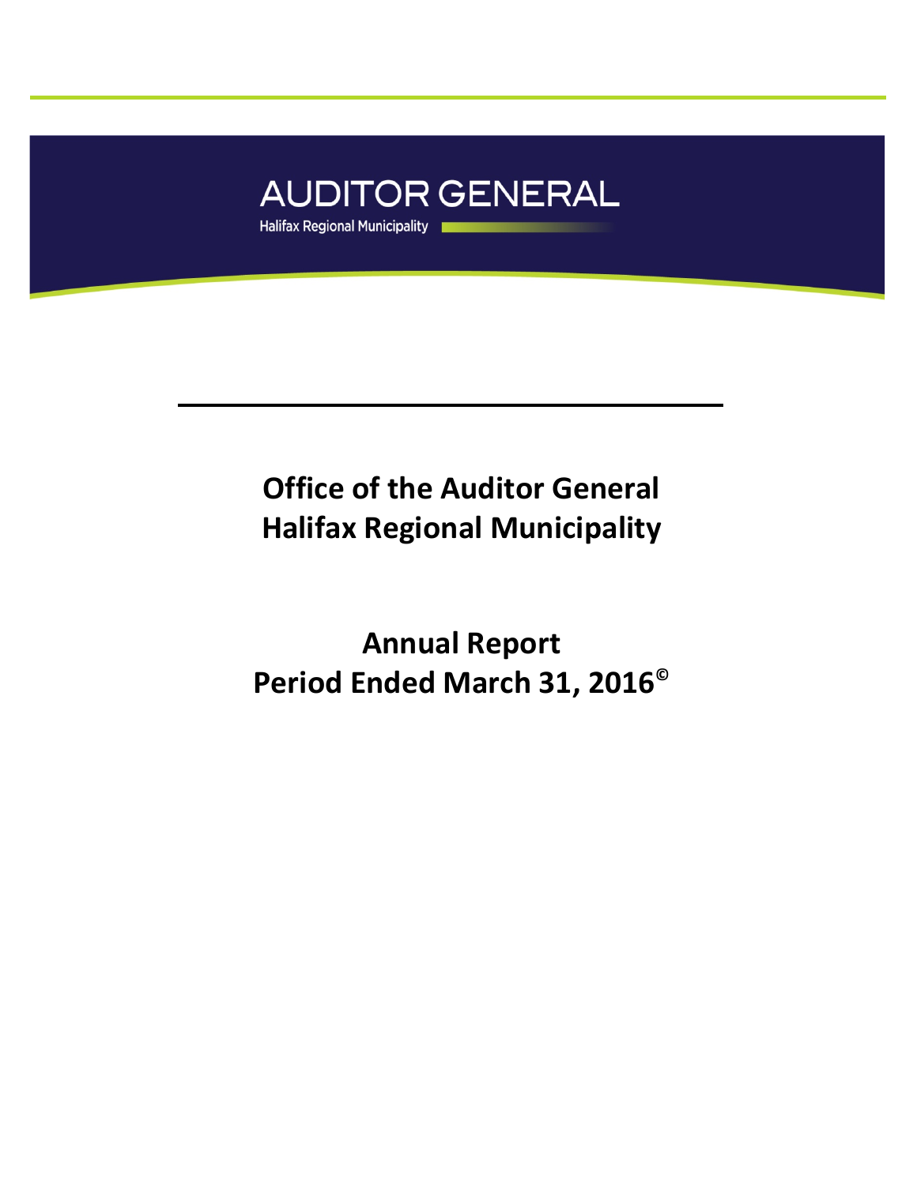AUDITOR GENERAL

Halifax Regional Municipality

# Office of the Auditor General
# Halifax Regional Municipality

## Annual Report
## Period Ended March 31, 2016©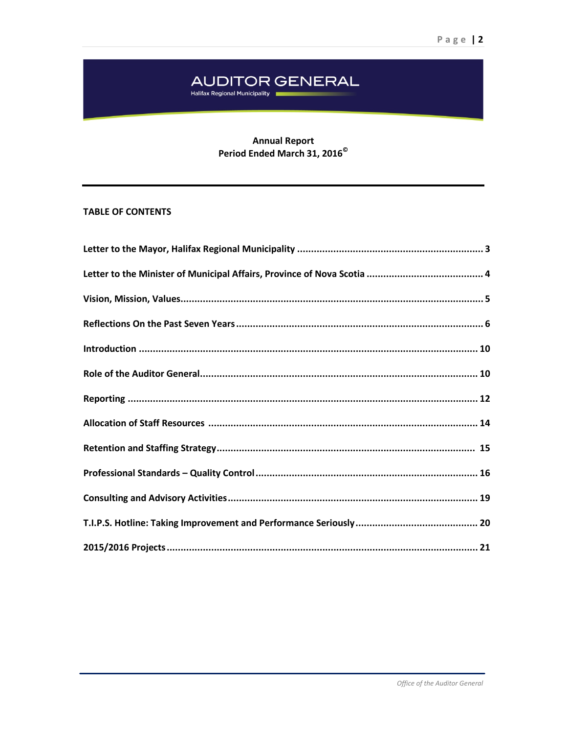# AUDITOR GENERAL

Halifax Regional Municipality

**Annual Report**
**Period Ended March 31, 2016©**

---

**TABLE OF CONTENTS**

**Letter to the Mayor, Halifax Regional Municipality .................................................................. 3**

**Letter to the Minister of Municipal Affairs, Province of Nova Scotia .......................................... 4**

**Vision, Mission, Values............................................................................................................ 5**

**Reflections On the Past Seven Years ........................................................................................ 6**

**Introduction ......................................................................................................................... 10**

**Role of the Auditor General.................................................................................................... 10**

**Reporting ............................................................................................................................. 12**

**Allocation of Staff Resources ................................................................................................ 14**

**Retention and Staffing Strategy............................................................................................ 15**

**Professional Standards – Quality Control ............................................................................... 16**

**Consulting and Advisory Activities......................................................................................... 19**

**T.I.P.S. Hotline: Taking Improvement and Performance Seriously ............................................ 20**

**2015/2016 Projects ............................................................................................................... 21**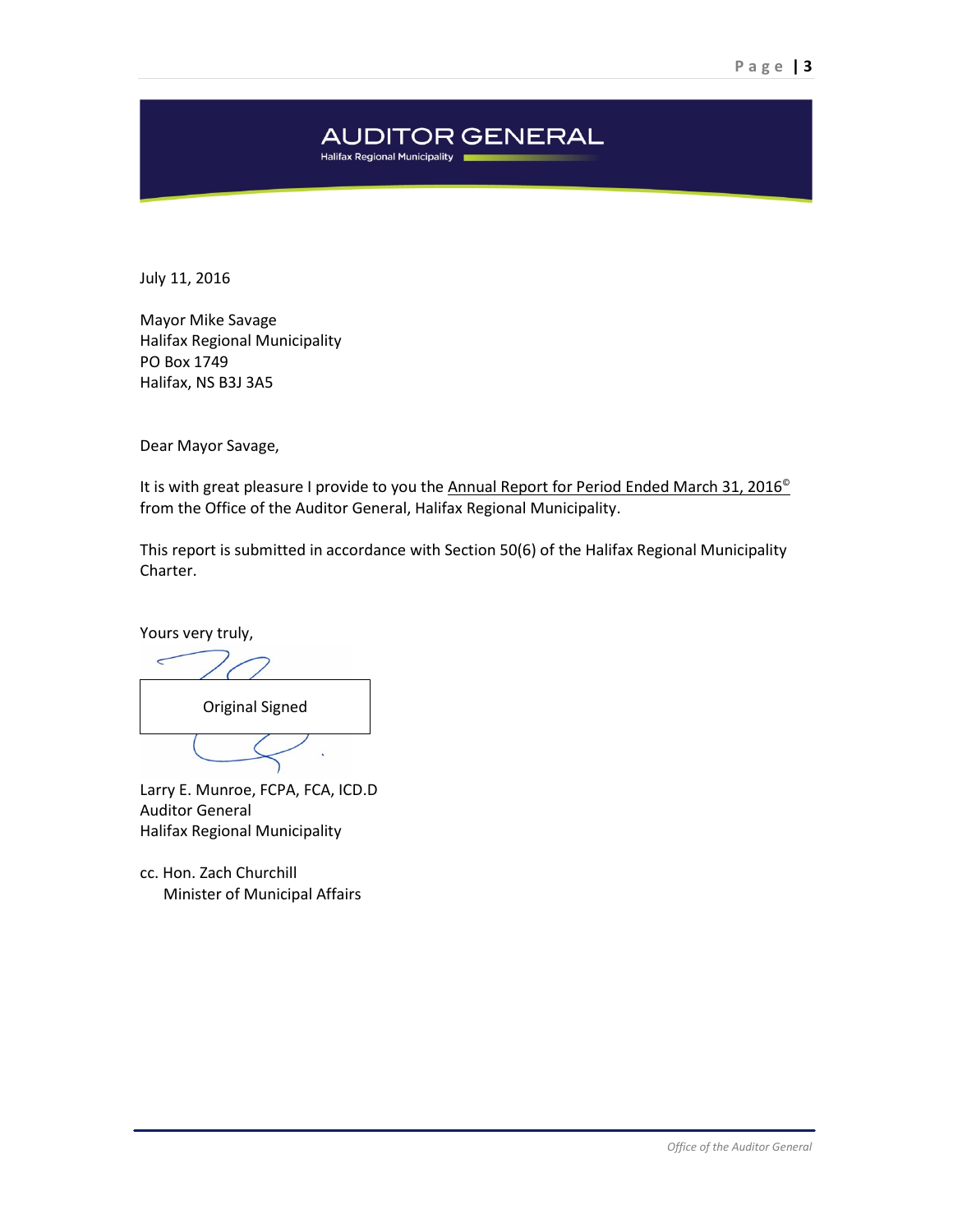# AUDITOR GENERAL

Halifax Regional Municipality

July 11, 2016

Mayor Mike Savage  
Halifax Regional Municipality  
PO Box 1749  
Halifax, NS B3J 3A5

Dear Mayor Savage,

It is with great pleasure I provide to you the Annual Report for Period Ended March 31, 2016© from the Office of the Auditor General, Halifax Regional Municipality.

This report is submitted in accordance with Section 50(6) of the Halifax Regional Municipality Charter.

Yours very truly,

Original Signed

Larry E. Munroe, FCPA, FCA, ICD.D  
Auditor General  
Halifax Regional Municipality

cc. Hon. Zach Churchill  
Minister of Municipal Affairs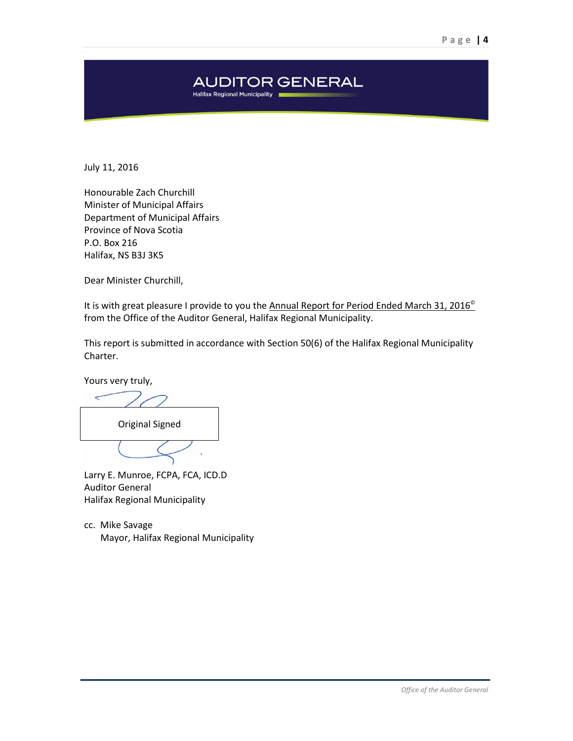**AUDITOR GENERAL**
Halifax Regional Municipality

July 11, 2016

Honourable Zach Churchill
Minister of Municipal Affairs
Department of Municipal Affairs
Province of Nova Scotia
P.O. Box 216
Halifax, NS B3J 3K5

Dear Minister Churchill,

It is with great pleasure I provide to you the Annual Report for Period Ended March 31, 2016© from the Office of the Auditor General, Halifax Regional Municipality.

This report is submitted in accordance with Section 50(6) of the Halifax Regional Municipality Charter.

Yours very truly,

Original Signed

Larry E. Munroe, FCPA, FCA, ICD.D
Auditor General
Halifax Regional Municipality

cc. Mike Savage
Mayor, Halifax Regional Municipality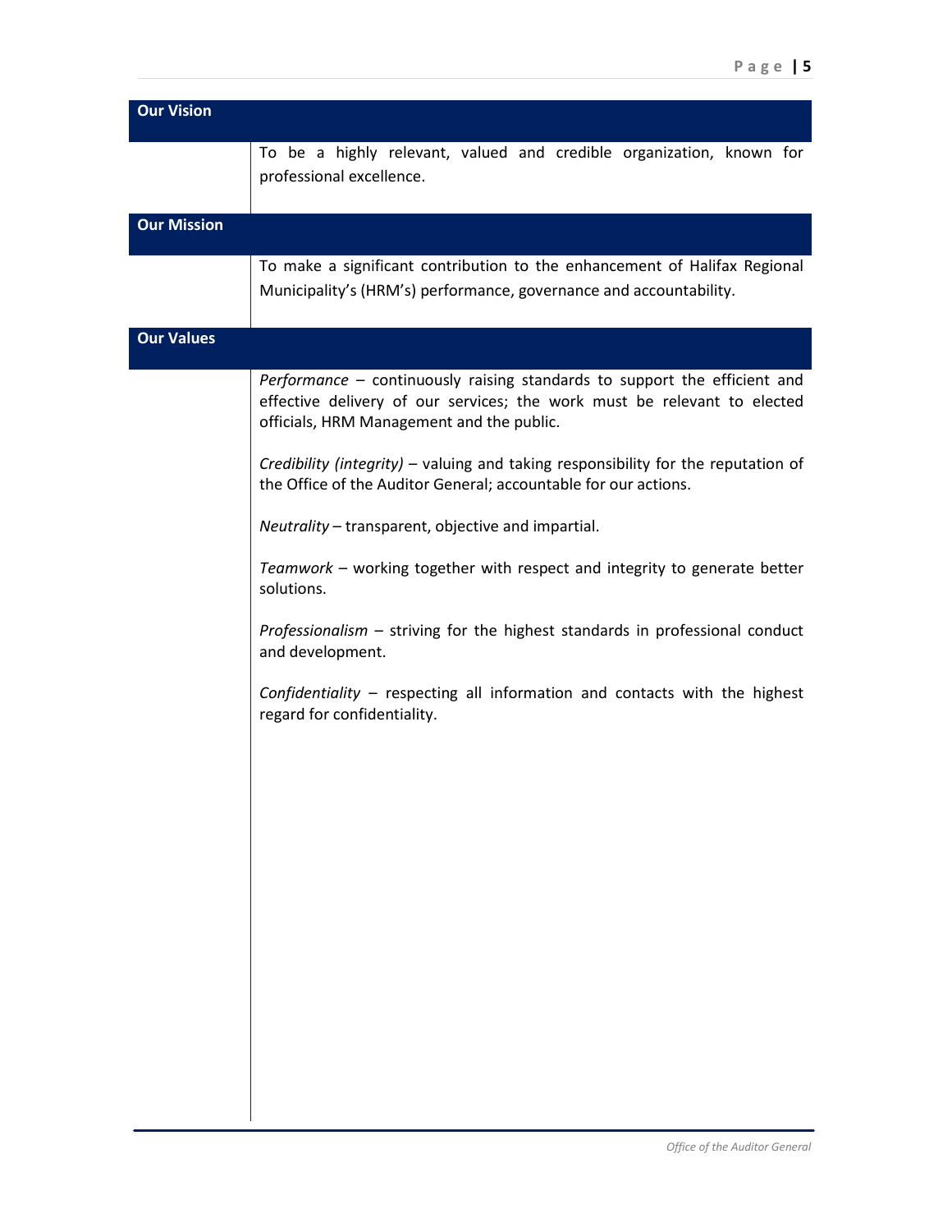## Our Vision

To be a highly relevant, valued and credible organization, known for professional excellence.

## Our Mission

To make a significant contribution to the enhancement of Halifax Regional Municipality's (HRM's) performance, governance and accountability.

## Our Values

*Performance* – continuously raising standards to support the efficient and effective delivery of our services; the work must be relevant to elected officials, HRM Management and the public.

*Credibility (integrity)* – valuing and taking responsibility for the reputation of the Office of the Auditor General; accountable for our actions.

*Neutrality* – transparent, objective and impartial.

*Teamwork* – working together with respect and integrity to generate better solutions.

*Professionalism* – striving for the highest standards in professional conduct and development.

*Confidentiality* – respecting all information and contacts with the highest regard for confidentiality.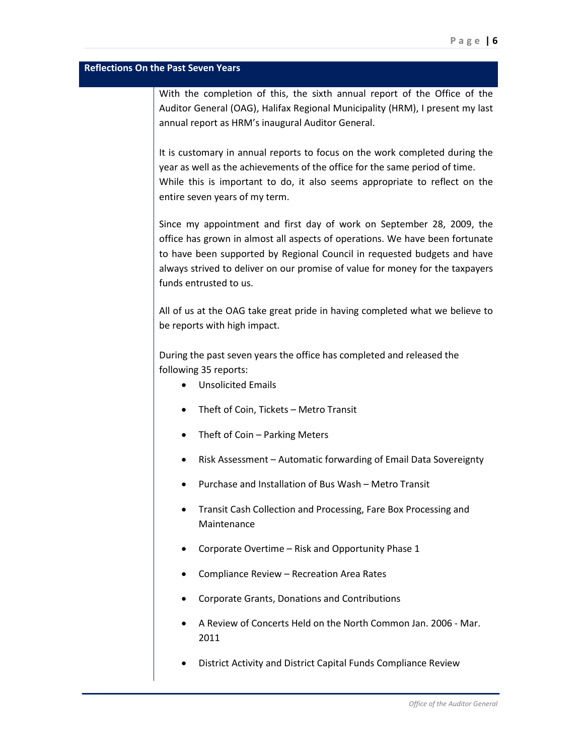## Reflections On the Past Seven Years

With the completion of this, the sixth annual report of the Office of the Auditor General (OAG), Halifax Regional Municipality (HRM), I present my last annual report as HRM's inaugural Auditor General.

It is customary in annual reports to focus on the work completed during the year as well as the achievements of the office for the same period of time. While this is important to do, it also seems appropriate to reflect on the entire seven years of my term.

Since my appointment and first day of work on September 28, 2009, the office has grown in almost all aspects of operations. We have been fortunate to have been supported by Regional Council in requested budgets and have always strived to deliver on our promise of value for money for the taxpayers funds entrusted to us.

All of us at the OAG take great pride in having completed what we believe to be reports with high impact.

During the past seven years the office has completed and released the following 35 reports:

- Unsolicited Emails
- Theft of Coin, Tickets – Metro Transit
- Theft of Coin – Parking Meters
- Risk Assessment – Automatic forwarding of Email Data Sovereignty
- Purchase and Installation of Bus Wash – Metro Transit
- Transit Cash Collection and Processing, Fare Box Processing and Maintenance
- Corporate Overtime – Risk and Opportunity Phase 1
- Compliance Review – Recreation Area Rates
- Corporate Grants, Donations and Contributions
- A Review of Concerts Held on the North Common Jan. 2006 - Mar. 2011
- District Activity and District Capital Funds Compliance Review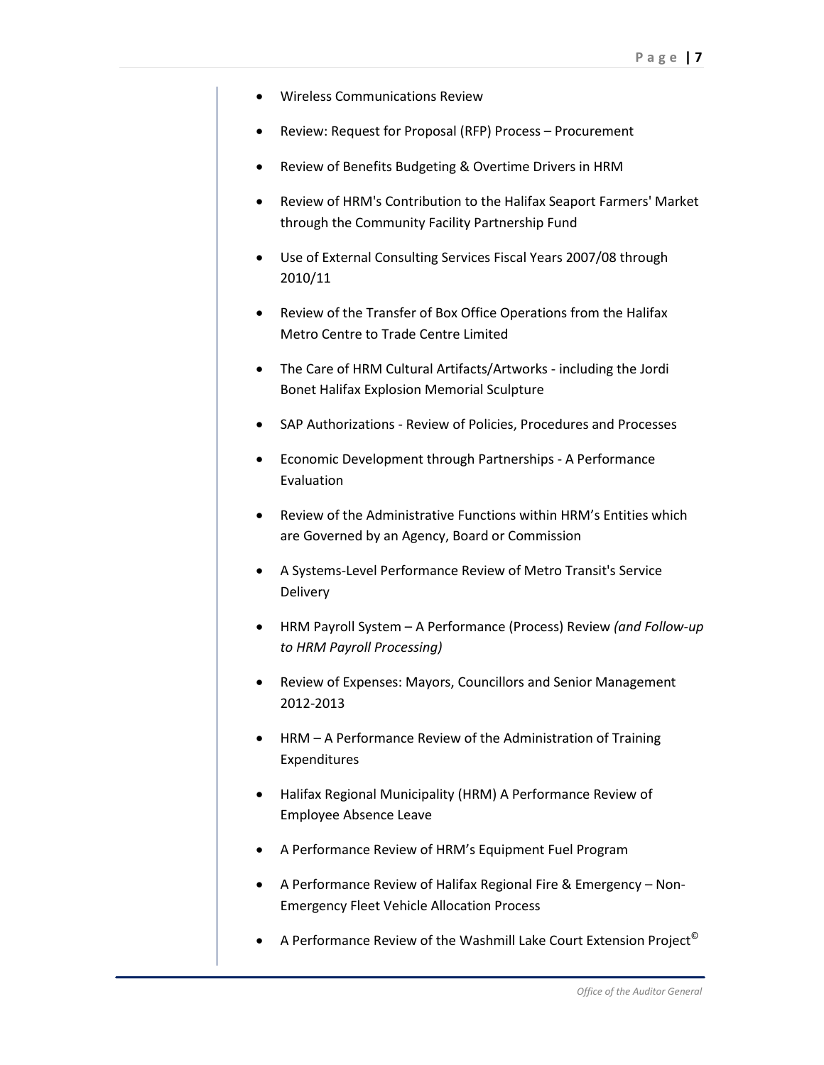- Wireless Communications Review
- Review: Request for Proposal (RFP) Process – Procurement
- Review of Benefits Budgeting & Overtime Drivers in HRM
- Review of HRM's Contribution to the Halifax Seaport Farmers' Market through the Community Facility Partnership Fund
- Use of External Consulting Services Fiscal Years 2007/08 through 2010/11
- Review of the Transfer of Box Office Operations from the Halifax Metro Centre to Trade Centre Limited
- The Care of HRM Cultural Artifacts/Artworks - including the Jordi Bonet Halifax Explosion Memorial Sculpture
- SAP Authorizations - Review of Policies, Procedures and Processes
- Economic Development through Partnerships - A Performance Evaluation
- Review of the Administrative Functions within HRM's Entities which are Governed by an Agency, Board or Commission
- A Systems-Level Performance Review of Metro Transit's Service Delivery
- HRM Payroll System – A Performance (Process) Review *(and Follow-up to HRM Payroll Processing)*
- Review of Expenses: Mayors, Councillors and Senior Management 2012-2013
- HRM – A Performance Review of the Administration of Training Expenditures
- Halifax Regional Municipality (HRM) A Performance Review of Employee Absence Leave
- A Performance Review of HRM's Equipment Fuel Program
- A Performance Review of Halifax Regional Fire & Emergency – Non-Emergency Fleet Vehicle Allocation Process
- A Performance Review of the Washmill Lake Court Extension Project©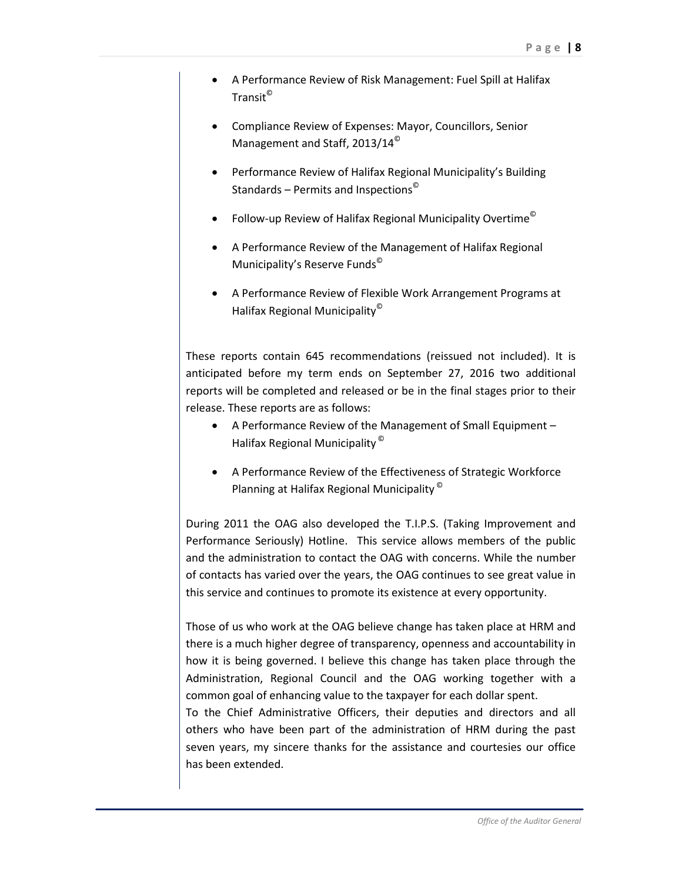- A Performance Review of Risk Management: Fuel Spill at Halifax Transit©
- Compliance Review of Expenses: Mayor, Councillors, Senior Management and Staff, 2013/14©
- Performance Review of Halifax Regional Municipality's Building Standards – Permits and Inspections©
- Follow-up Review of Halifax Regional Municipality Overtime©
- A Performance Review of the Management of Halifax Regional Municipality's Reserve Funds©
- A Performance Review of Flexible Work Arrangement Programs at Halifax Regional Municipality©

These reports contain 645 recommendations (reissued not included). It is anticipated before my term ends on September 27, 2016 two additional reports will be completed and released or be in the final stages prior to their release. These reports are as follows:

- A Performance Review of the Management of Small Equipment – Halifax Regional Municipality ©
- A Performance Review of the Effectiveness of Strategic Workforce Planning at Halifax Regional Municipality ©

During 2011 the OAG also developed the T.I.P.S. (Taking Improvement and Performance Seriously) Hotline. This service allows members of the public and the administration to contact the OAG with concerns. While the number of contacts has varied over the years, the OAG continues to see great value in this service and continues to promote its existence at every opportunity.

Those of us who work at the OAG believe change has taken place at HRM and there is a much higher degree of transparency, openness and accountability in how it is being governed. I believe this change has taken place through the Administration, Regional Council and the OAG working together with a common goal of enhancing value to the taxpayer for each dollar spent.

To the Chief Administrative Officers, their deputies and directors and all others who have been part of the administration of HRM during the past seven years, my sincere thanks for the assistance and courtesies our office has been extended.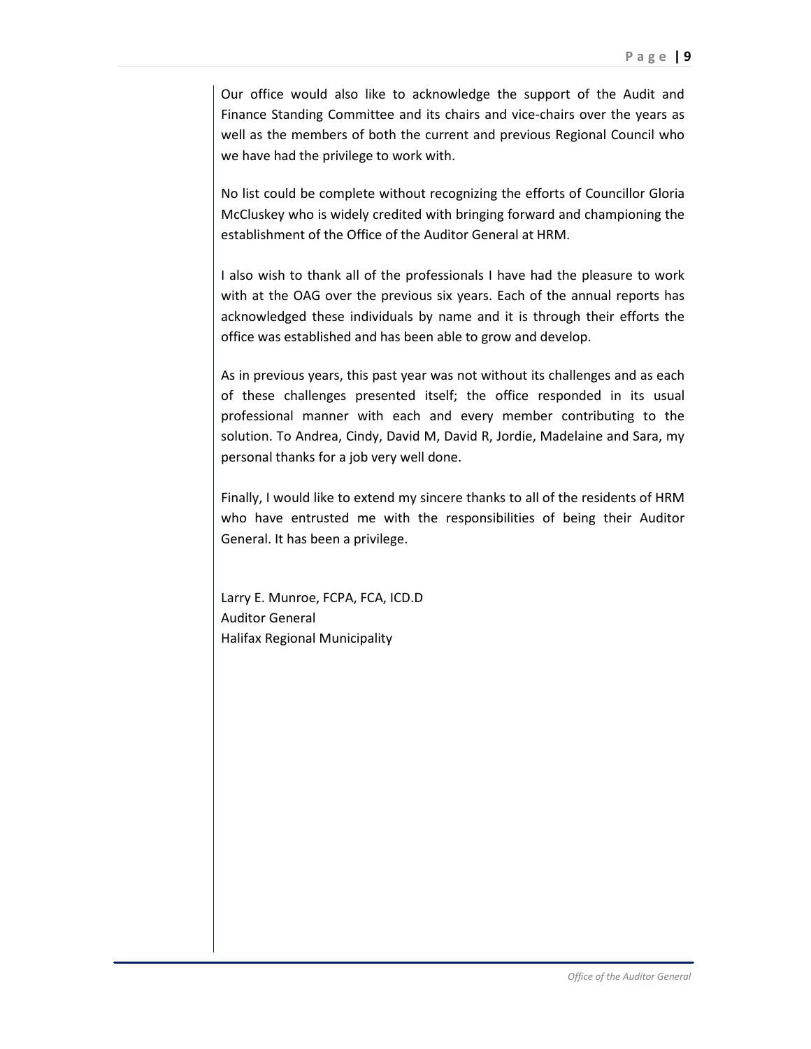Our office would also like to acknowledge the support of the Audit and Finance Standing Committee and its chairs and vice-chairs over the years as well as the members of both the current and previous Regional Council who we have had the privilege to work with.

No list could be complete without recognizing the efforts of Councillor Gloria McCluskey who is widely credited with bringing forward and championing the establishment of the Office of the Auditor General at HRM.

I also wish to thank all of the professionals I have had the pleasure to work with at the OAG over the previous six years. Each of the annual reports has acknowledged these individuals by name and it is through their efforts the office was established and has been able to grow and develop.

As in previous years, this past year was not without its challenges and as each of these challenges presented itself; the office responded in its usual professional manner with each and every member contributing to the solution. To Andrea, Cindy, David M, David R, Jordie, Madelaine and Sara, my personal thanks for a job very well done.

Finally, I would like to extend my sincere thanks to all of the residents of HRM who have entrusted me with the responsibilities of being their Auditor General. It has been a privilege.

Larry E. Munroe, FCPA, FCA, ICD.D
Auditor General
Halifax Regional Municipality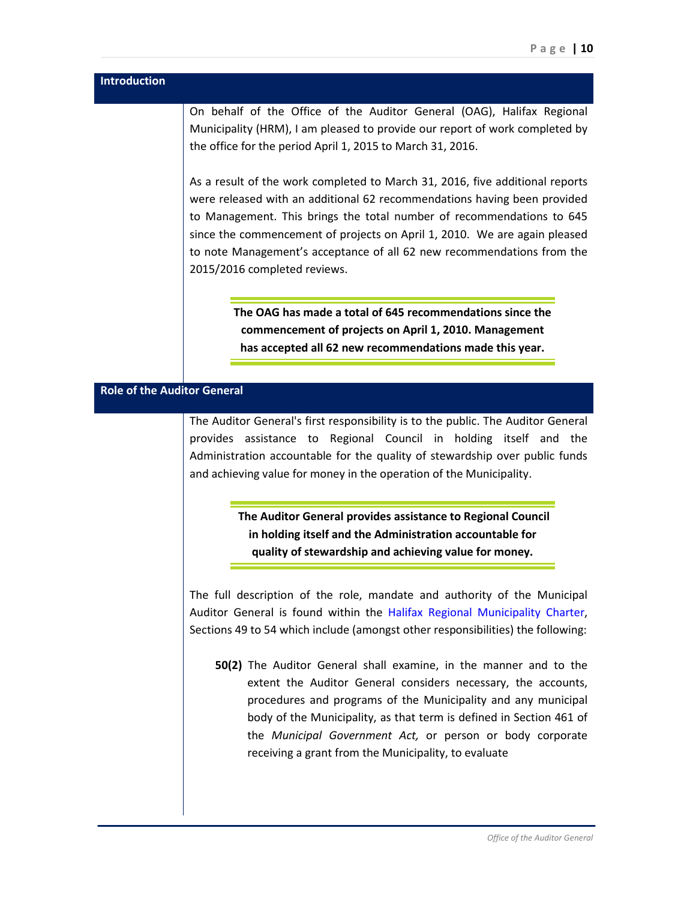## Introduction

On behalf of the Office of the Auditor General (OAG), Halifax Regional Municipality (HRM), I am pleased to provide our report of work completed by the office for the period April 1, 2015 to March 31, 2016.

As a result of the work completed to March 31, 2016, five additional reports were released with an additional 62 recommendations having been provided to Management. This brings the total number of recommendations to 645 since the commencement of projects on April 1, 2010. We are again pleased to note Management's acceptance of all 62 new recommendations from the 2015/2016 completed reviews.

> **The OAG has made a total of 645 recommendations since the commencement of projects on April 1, 2010. Management has accepted all 62 new recommendations made this year.**

## Role of the Auditor General

The Auditor General's first responsibility is to the public. The Auditor General provides assistance to Regional Council in holding itself and the Administration accountable for the quality of stewardship over public funds and achieving value for money in the operation of the Municipality.

> **The Auditor General provides assistance to Regional Council in holding itself and the Administration accountable for quality of stewardship and achieving value for money.**

The full description of the role, mandate and authority of the Municipal Auditor General is found within the Halifax Regional Municipality Charter, Sections 49 to 54 which include (amongst other responsibilities) the following:

**50(2)** The Auditor General shall examine, in the manner and to the extent the Auditor General considers necessary, the accounts, procedures and programs of the Municipality and any municipal body of the Municipality, as that term is defined in Section 461 of the *Municipal Government Act,* or person or body corporate receiving a grant from the Municipality, to evaluate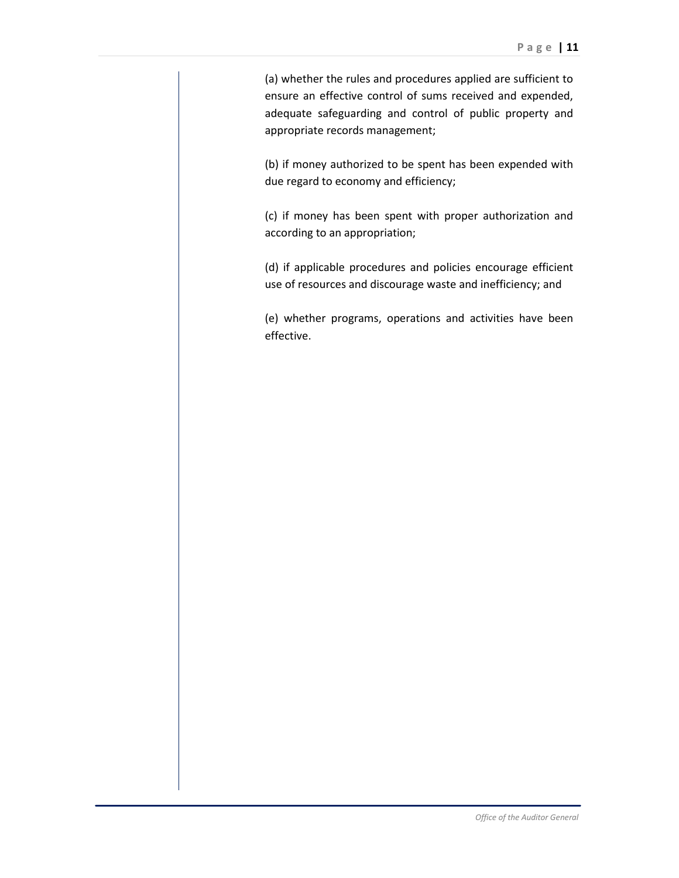(a) whether the rules and procedures applied are sufficient to ensure an effective control of sums received and expended, adequate safeguarding and control of public property and appropriate records management;

(b) if money authorized to be spent has been expended with due regard to economy and efficiency;

(c) if money has been spent with proper authorization and according to an appropriation;

(d) if applicable procedures and policies encourage efficient use of resources and discourage waste and inefficiency; and

(e) whether programs, operations and activities have been effective.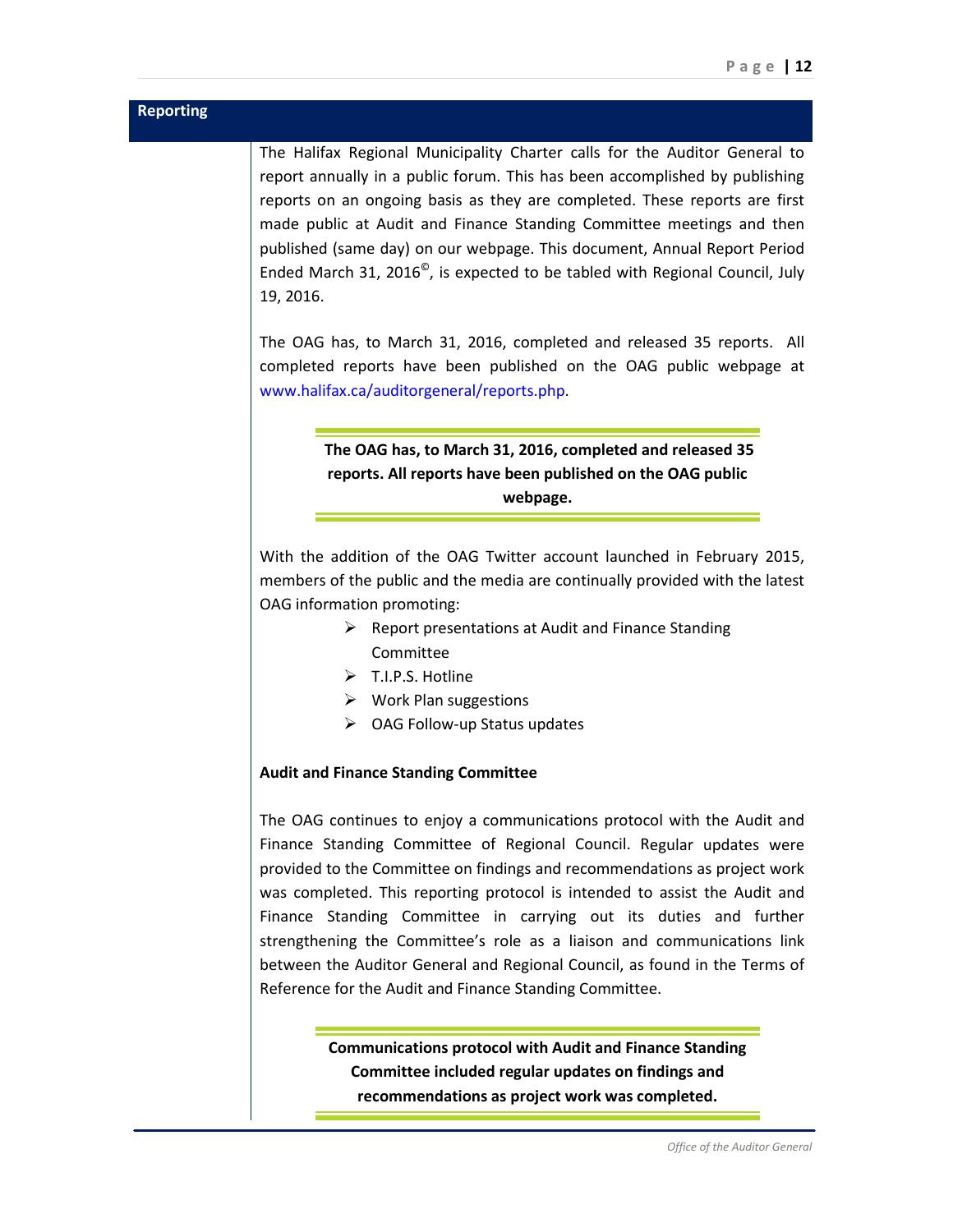## Reporting

The Halifax Regional Municipality Charter calls for the Auditor General to report annually in a public forum. This has been accomplished by publishing reports on an ongoing basis as they are completed. These reports are first made public at Audit and Finance Standing Committee meetings and then published (same day) on our webpage. This document, Annual Report Period Ended March 31, 2016©, is expected to be tabled with Regional Council, July 19, 2016.

The OAG has, to March 31, 2016, completed and released 35 reports. All completed reports have been published on the OAG public webpage at www.halifax.ca/auditorgeneral/reports.php.

> **The OAG has, to March 31, 2016, completed and released 35 reports. All reports have been published on the OAG public webpage.**

With the addition of the OAG Twitter account launched in February 2015, members of the public and the media are continually provided with the latest OAG information promoting:

- Report presentations at Audit and Finance Standing Committee
- T.I.P.S. Hotline
- Work Plan suggestions
- OAG Follow-up Status updates

**Audit and Finance Standing Committee**

The OAG continues to enjoy a communications protocol with the Audit and Finance Standing Committee of Regional Council. Regular updates were provided to the Committee on findings and recommendations as project work was completed. This reporting protocol is intended to assist the Audit and Finance Standing Committee in carrying out its duties and further strengthening the Committee's role as a liaison and communications link between the Auditor General and Regional Council, as found in the Terms of Reference for the Audit and Finance Standing Committee.

> **Communications protocol with Audit and Finance Standing Committee included regular updates on findings and recommendations as project work was completed.**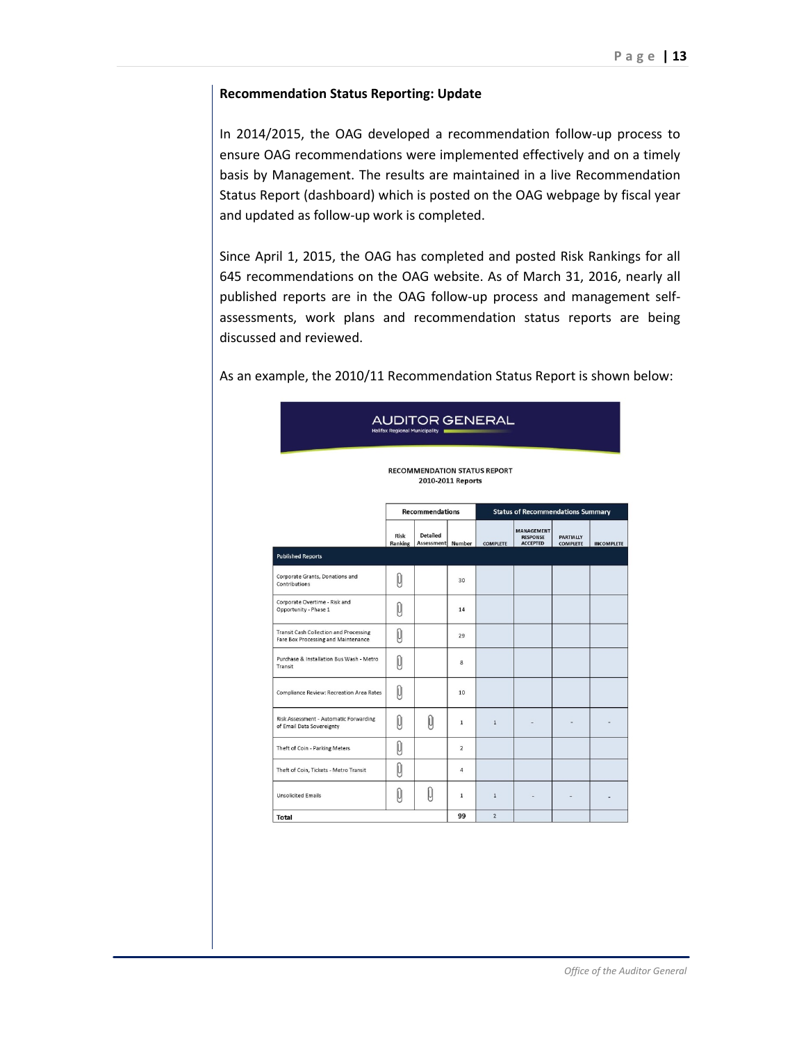**Recommendation Status Reporting: Update**

In 2014/2015, the OAG developed a recommendation follow-up process to ensure OAG recommendations were implemented effectively and on a timely basis by Management. The results are maintained in a live Recommendation Status Report (dashboard) which is posted on the OAG webpage by fiscal year and updated as follow-up work is completed.

Since April 1, 2015, the OAG has completed and posted Risk Rankings for all 645 recommendations on the OAG website. As of March 31, 2016, nearly all published reports are in the OAG follow-up process and management self-assessments, work plans and recommendation status reports are being discussed and reviewed.

As an example, the 2010/11 Recommendation Status Report is shown below:

AUDITOR GENERAL
Halifax Regional Municipality

RECOMMENDATION STATUS REPORT
2010-2011 Reports

| | Recommendations | | | Status of Recommendations Summary | | | |
|---|---|---|---|---|---|---|---|
| | Risk Ranking | Detailed Assessment | Number | COMPLETE | MANAGEMENT RESPONSE ACCEPTED | PARTIALLY COMPLETE | INCOMPLETE |
| **Published Reports** | | | | | | | |
| Corporate Grants, Donations and Contributions | 📎 | | 30 | | | | |
| Corporate Overtime - Risk and Opportunity - Phase 1 | 📎 | | 14 | | | | |
| Transit Cash Collection and Processing Fare Box Processing and Maintenance | 📎 | | 29 | | | | |
| Purchase & Installation Bus Wash - Metro Transit | 📎 | | 8 | | | | |
| Compliance Review: Recreation Area Rates | 📎 | | 10 | | | | |
| Risk Assessment - Automatic Forwarding of Email Data Sovereignty | 📎 | 📎 | 1 | 1 | - | - | - |
| Theft of Coin - Parking Meters | 📎 | | 2 | | | | |
| Theft of Coin, Tickets - Metro Transit | 📎 | | 4 | | | | |
| Unsolicited Emails | 📎 | 📎 | 1 | 1 | - | - | - |
| **Total** | | | 99 | 2 | | | |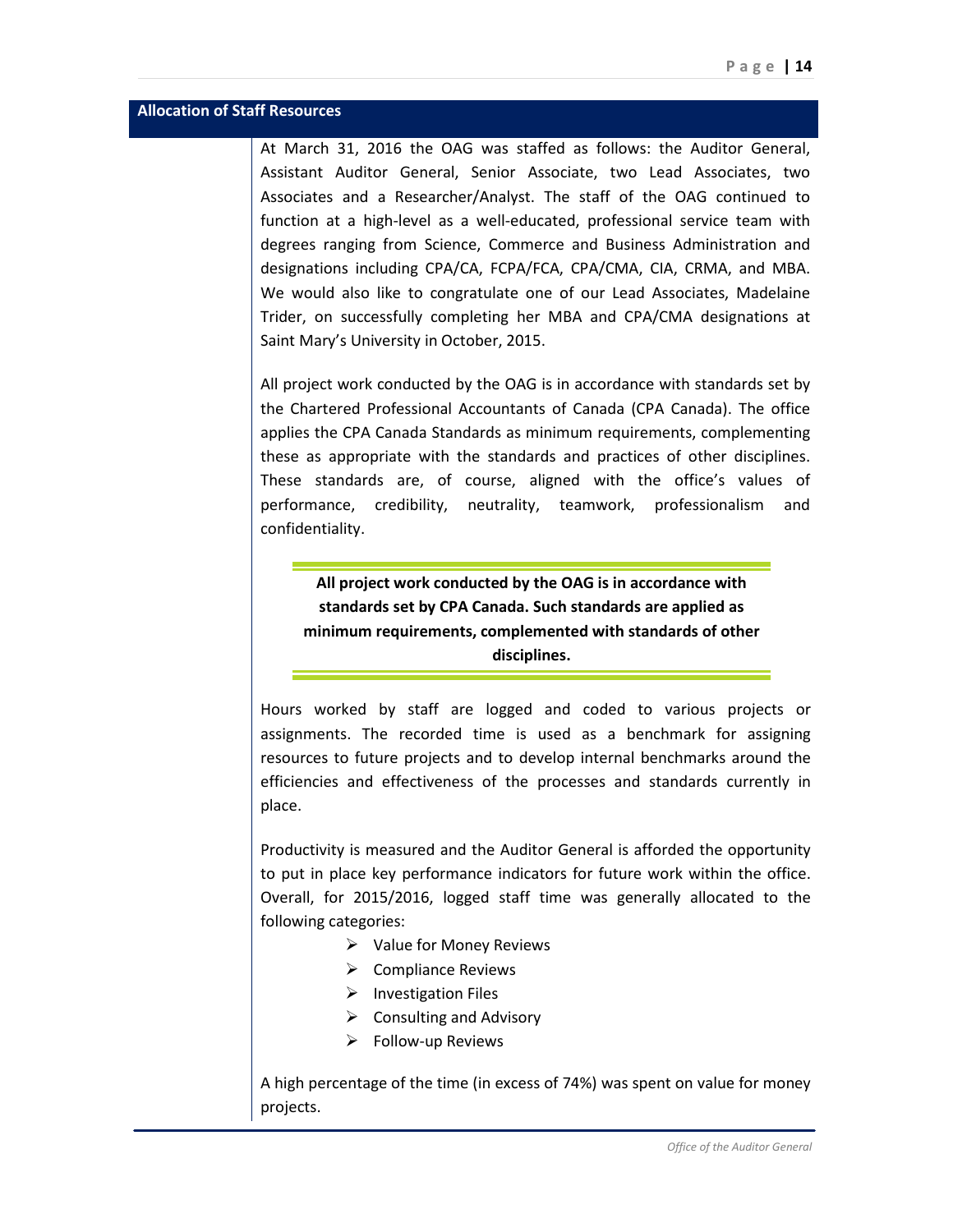## Allocation of Staff Resources

At March 31, 2016 the OAG was staffed as follows: the Auditor General, Assistant Auditor General, Senior Associate, two Lead Associates, two Associates and a Researcher/Analyst. The staff of the OAG continued to function at a high-level as a well-educated, professional service team with degrees ranging from Science, Commerce and Business Administration and designations including CPA/CA, FCPA/FCA, CPA/CMA, CIA, CRMA, and MBA. We would also like to congratulate one of our Lead Associates, Madelaine Trider, on successfully completing her MBA and CPA/CMA designations at Saint Mary's University in October, 2015.

All project work conducted by the OAG is in accordance with standards set by the Chartered Professional Accountants of Canada (CPA Canada). The office applies the CPA Canada Standards as minimum requirements, complementing these as appropriate with the standards and practices of other disciplines. These standards are, of course, aligned with the office's values of performance, credibility, neutrality, teamwork, professionalism and confidentiality.

**All project work conducted by the OAG is in accordance with standards set by CPA Canada. Such standards are applied as minimum requirements, complemented with standards of other disciplines.**

Hours worked by staff are logged and coded to various projects or assignments. The recorded time is used as a benchmark for assigning resources to future projects and to develop internal benchmarks around the efficiencies and effectiveness of the processes and standards currently in place.

Productivity is measured and the Auditor General is afforded the opportunity to put in place key performance indicators for future work within the office. Overall, for 2015/2016, logged staff time was generally allocated to the following categories:

- Value for Money Reviews
- Compliance Reviews
- Investigation Files
- Consulting and Advisory
- Follow-up Reviews

A high percentage of the time (in excess of 74%) was spent on value for money projects.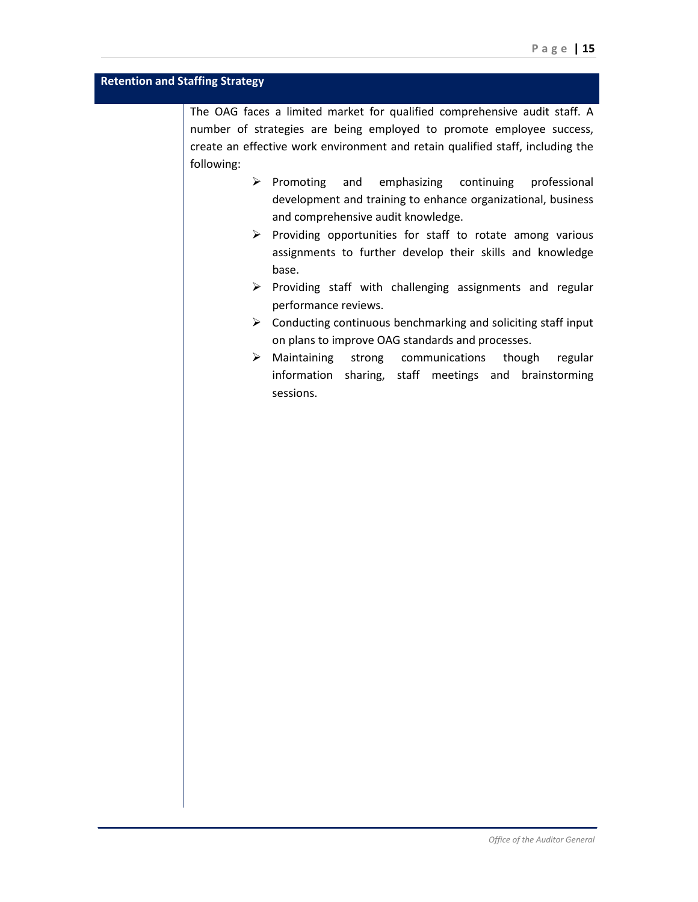## Retention and Staffing Strategy

The OAG faces a limited market for qualified comprehensive audit staff. A number of strategies are being employed to promote employee success, create an effective work environment and retain qualified staff, including the following:

- Promoting and emphasizing continuing professional development and training to enhance organizational, business and comprehensive audit knowledge.
- Providing opportunities for staff to rotate among various assignments to further develop their skills and knowledge base.
- Providing staff with challenging assignments and regular performance reviews.
- Conducting continuous benchmarking and soliciting staff input on plans to improve OAG standards and processes.
- Maintaining strong communications though regular information sharing, staff meetings and brainstorming sessions.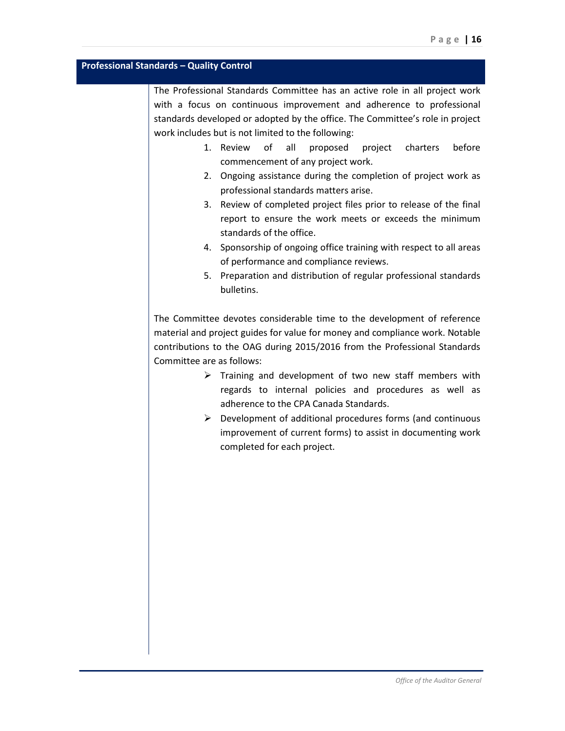## Professional Standards – Quality Control

The Professional Standards Committee has an active role in all project work with a focus on continuous improvement and adherence to professional standards developed or adopted by the office. The Committee's role in project work includes but is not limited to the following:

1. Review of all proposed project charters before commencement of any project work.
2. Ongoing assistance during the completion of project work as professional standards matters arise.
3. Review of completed project files prior to release of the final report to ensure the work meets or exceeds the minimum standards of the office.
4. Sponsorship of ongoing office training with respect to all areas of performance and compliance reviews.
5. Preparation and distribution of regular professional standards bulletins.

The Committee devotes considerable time to the development of reference material and project guides for value for money and compliance work. Notable contributions to the OAG during 2015/2016 from the Professional Standards Committee are as follows:

- Training and development of two new staff members with regards to internal policies and procedures as well as adherence to the CPA Canada Standards.
- Development of additional procedures forms (and continuous improvement of current forms) to assist in documenting work completed for each project.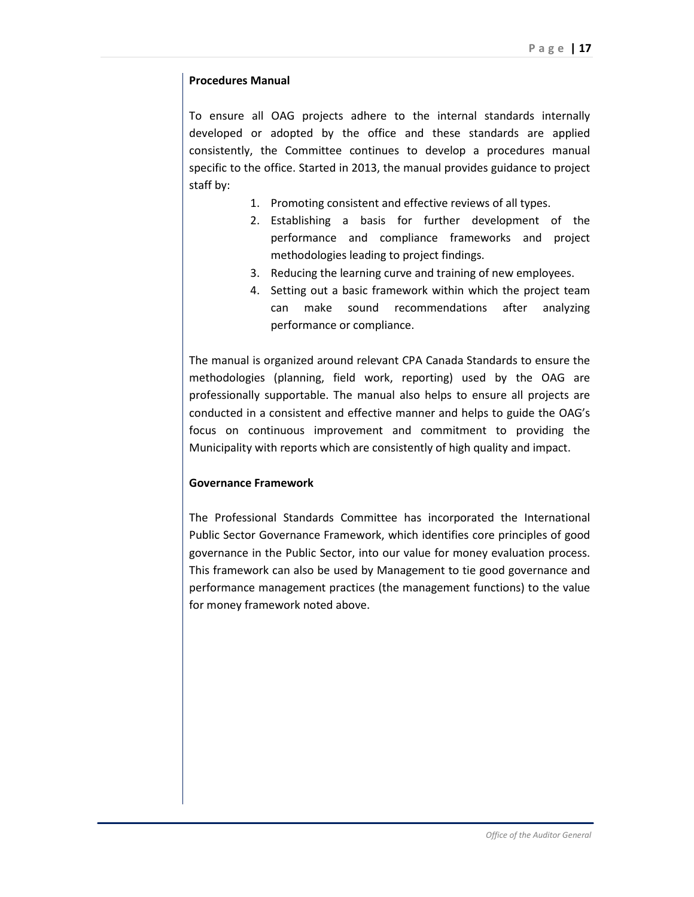**Procedures Manual**

To ensure all OAG projects adhere to the internal standards internally developed or adopted by the office and these standards are applied consistently, the Committee continues to develop a procedures manual specific to the office. Started in 2013, the manual provides guidance to project staff by:

1. Promoting consistent and effective reviews of all types.
2. Establishing a basis for further development of the performance and compliance frameworks and project methodologies leading to project findings.
3. Reducing the learning curve and training of new employees.
4. Setting out a basic framework within which the project team can make sound recommendations after analyzing performance or compliance.

The manual is organized around relevant CPA Canada Standards to ensure the methodologies (planning, field work, reporting) used by the OAG are professionally supportable. The manual also helps to ensure all projects are conducted in a consistent and effective manner and helps to guide the OAG's focus on continuous improvement and commitment to providing the Municipality with reports which are consistently of high quality and impact.

**Governance Framework**

The Professional Standards Committee has incorporated the International Public Sector Governance Framework, which identifies core principles of good governance in the Public Sector, into our value for money evaluation process. This framework can also be used by Management to tie good governance and performance management practices (the management functions) to the value for money framework noted above.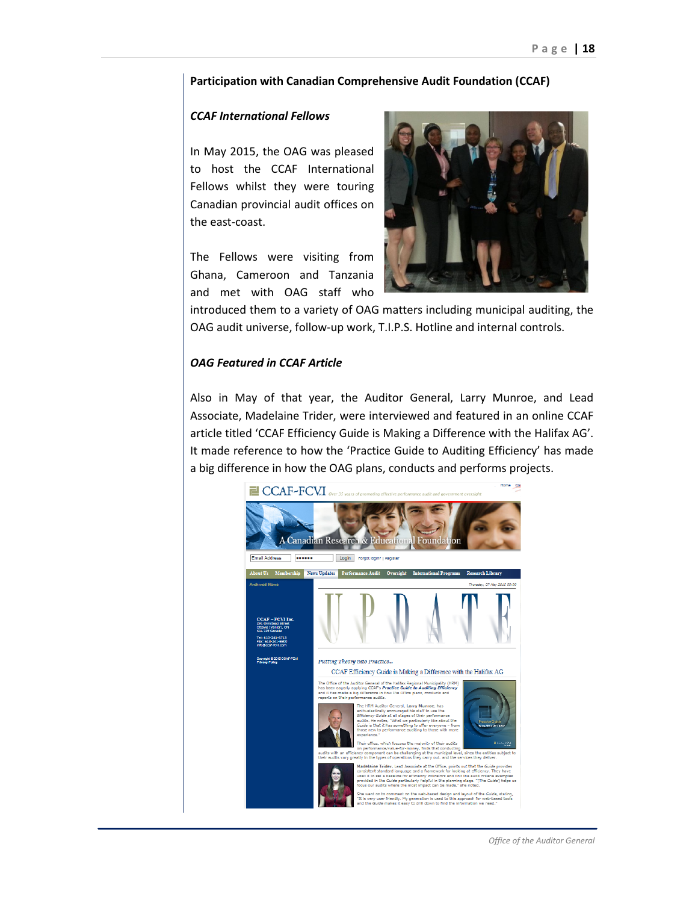## Participation with Canadian Comprehensive Audit Foundation (CCAF)

### *CCAF International Fellows*

In May 2015, the OAG was pleased to host the CCAF International Fellows whilst they were touring Canadian provincial audit offices on the east-coast.

The Fellows were visiting from Ghana, Cameroon and Tanzania and met with OAG staff who introduced them to a variety of OAG matters including municipal auditing, the OAG audit universe, follow-up work, T.I.P.S. Hotline and internal controls.

### *OAG Featured in CCAF Article*

Also in May of that year, the Auditor General, Larry Munroe, and Lead Associate, Madelaine Trider, were interviewed and featured in an online CCAF article titled 'CCAF Efficiency Guide is Making a Difference with the Halifax AG'. It made reference to how the 'Practice Guide to Auditing Efficiency' has made a big difference in how the OAG plans, conducts and performs projects.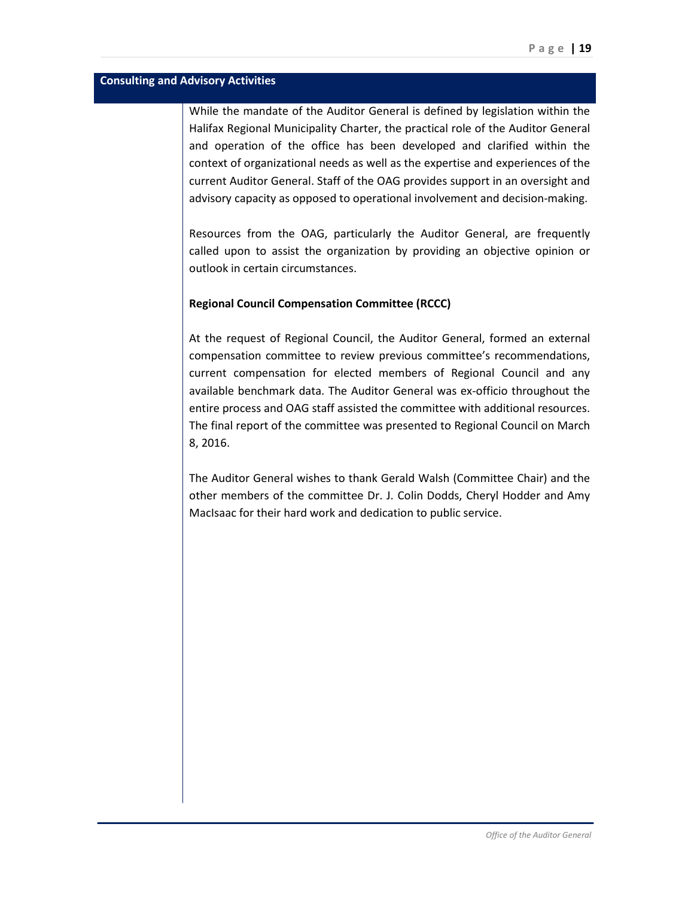## Consulting and Advisory Activities

While the mandate of the Auditor General is defined by legislation within the Halifax Regional Municipality Charter, the practical role of the Auditor General and operation of the office has been developed and clarified within the context of organizational needs as well as the expertise and experiences of the current Auditor General. Staff of the OAG provides support in an oversight and advisory capacity as opposed to operational involvement and decision-making.

Resources from the OAG, particularly the Auditor General, are frequently called upon to assist the organization by providing an objective opinion or outlook in certain circumstances.

**Regional Council Compensation Committee (RCCC)**

At the request of Regional Council, the Auditor General, formed an external compensation committee to review previous committee's recommendations, current compensation for elected members of Regional Council and any available benchmark data. The Auditor General was ex-officio throughout the entire process and OAG staff assisted the committee with additional resources. The final report of the committee was presented to Regional Council on March 8, 2016.

The Auditor General wishes to thank Gerald Walsh (Committee Chair) and the other members of the committee Dr. J. Colin Dodds, Cheryl Hodder and Amy MacIsaac for their hard work and dedication to public service.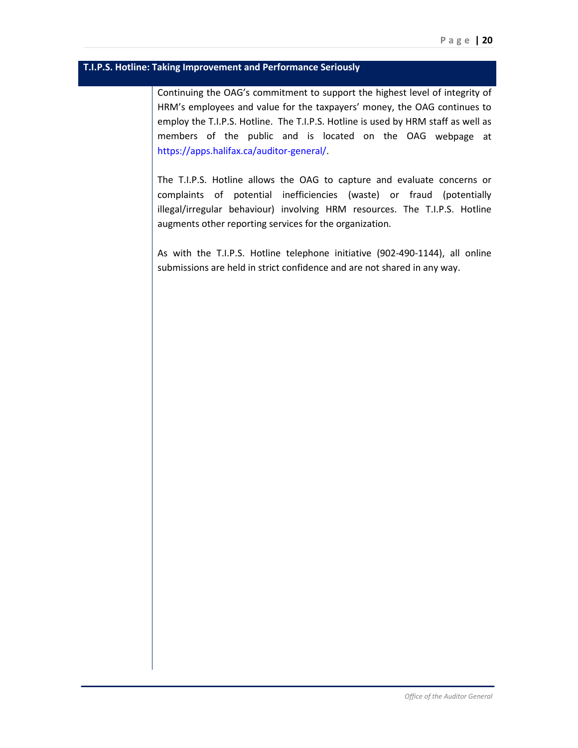## T.I.P.S. Hotline: Taking Improvement and Performance Seriously

Continuing the OAG's commitment to support the highest level of integrity of HRM's employees and value for the taxpayers' money, the OAG continues to employ the T.I.P.S. Hotline. The T.I.P.S. Hotline is used by HRM staff as well as members of the public and is located on the OAG webpage at https://apps.halifax.ca/auditor-general/.

The T.I.P.S. Hotline allows the OAG to capture and evaluate concerns or complaints of potential inefficiencies (waste) or fraud (potentially illegal/irregular behaviour) involving HRM resources. The T.I.P.S. Hotline augments other reporting services for the organization.

As with the T.I.P.S. Hotline telephone initiative (902-490-1144), all online submissions are held in strict confidence and are not shared in any way.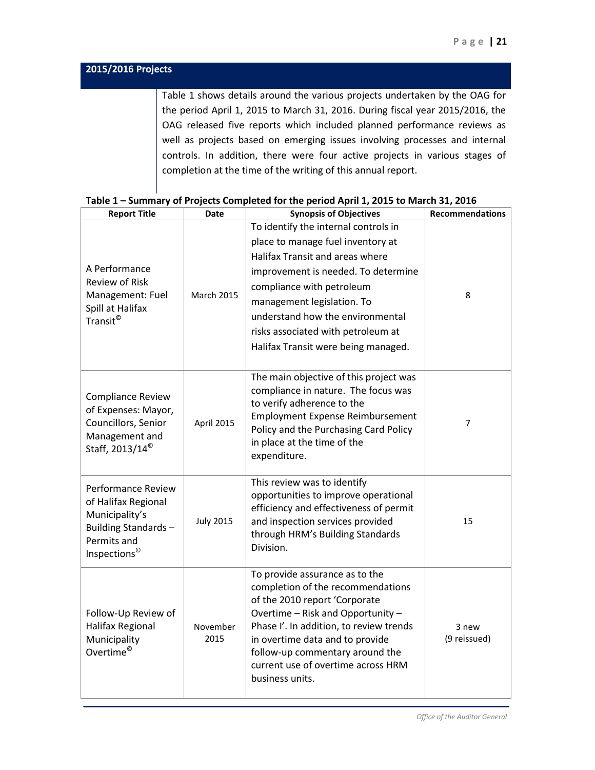## 2015/2016 Projects

Table 1 shows details around the various projects undertaken by the OAG for the period April 1, 2015 to March 31, 2016. During fiscal year 2015/2016, the OAG released five reports which included planned performance reviews as well as projects based on emerging issues involving processes and internal controls. In addition, there were four active projects in various stages of completion at the time of the writing of this annual report.

**Table 1 – Summary of Projects Completed for the period April 1, 2015 to March 31, 2016**

| Report Title | Date | Synopsis of Objectives | Recommendations |
|---|---|---|---|
| A Performance Review of Risk Management: Fuel Spill at Halifax Transit© | March 2015 | To identify the internal controls in place to manage fuel inventory at Halifax Transit and areas where improvement is needed. To determine compliance with petroleum management legislation. To understand how the environmental risks associated with petroleum at Halifax Transit were being managed. | 8 |
| Compliance Review of Expenses: Mayor, Councillors, Senior Management and Staff, 2013/14© | April 2015 | The main objective of this project was compliance in nature. The focus was to verify adherence to the Employment Expense Reimbursement Policy and the Purchasing Card Policy in place at the time of the expenditure. | 7 |
| Performance Review of Halifax Regional Municipality's Building Standards – Permits and Inspections© | July 2015 | This review was to identify opportunities to improve operational efficiency and effectiveness of permit and inspection services provided through HRM's Building Standards Division. | 15 |
| Follow-Up Review of Halifax Regional Municipality Overtime© | November 2015 | To provide assurance as to the completion of the recommendations of the 2010 report 'Corporate Overtime – Risk and Opportunity – Phase I'. In addition, to review trends in overtime data and to provide follow-up commentary around the current use of overtime across HRM business units. | 3 new (9 reissued) |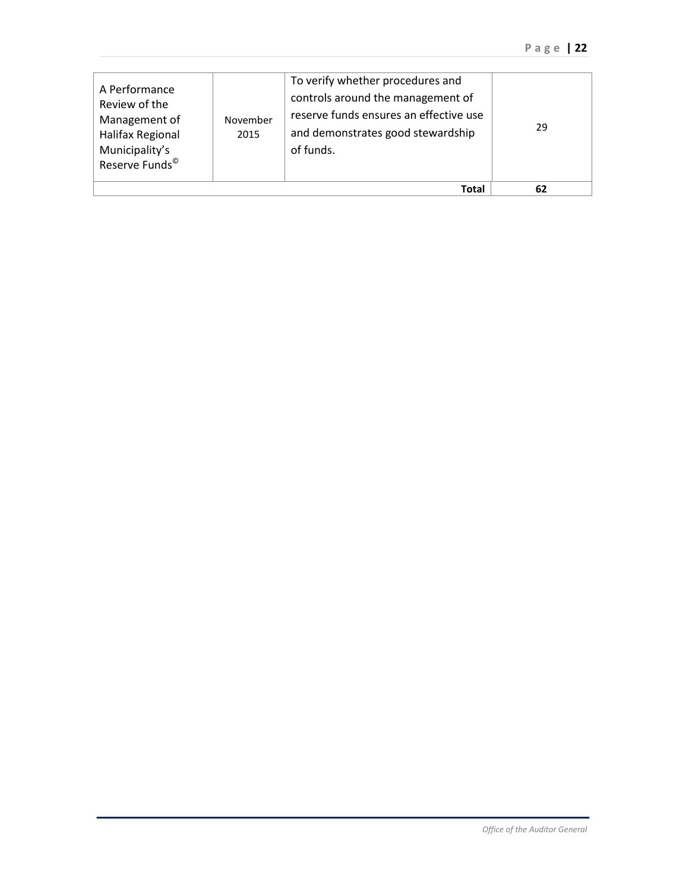| | | | |
|---|---|---|---|
| A Performance Review of the Management of Halifax Regional Municipality's Reserve Funds© | November 2015 | To verify whether procedures and controls around the management of reserve funds ensures an effective use and demonstrates good stewardship of funds. | 29 |
| | | **Total** | **62** |